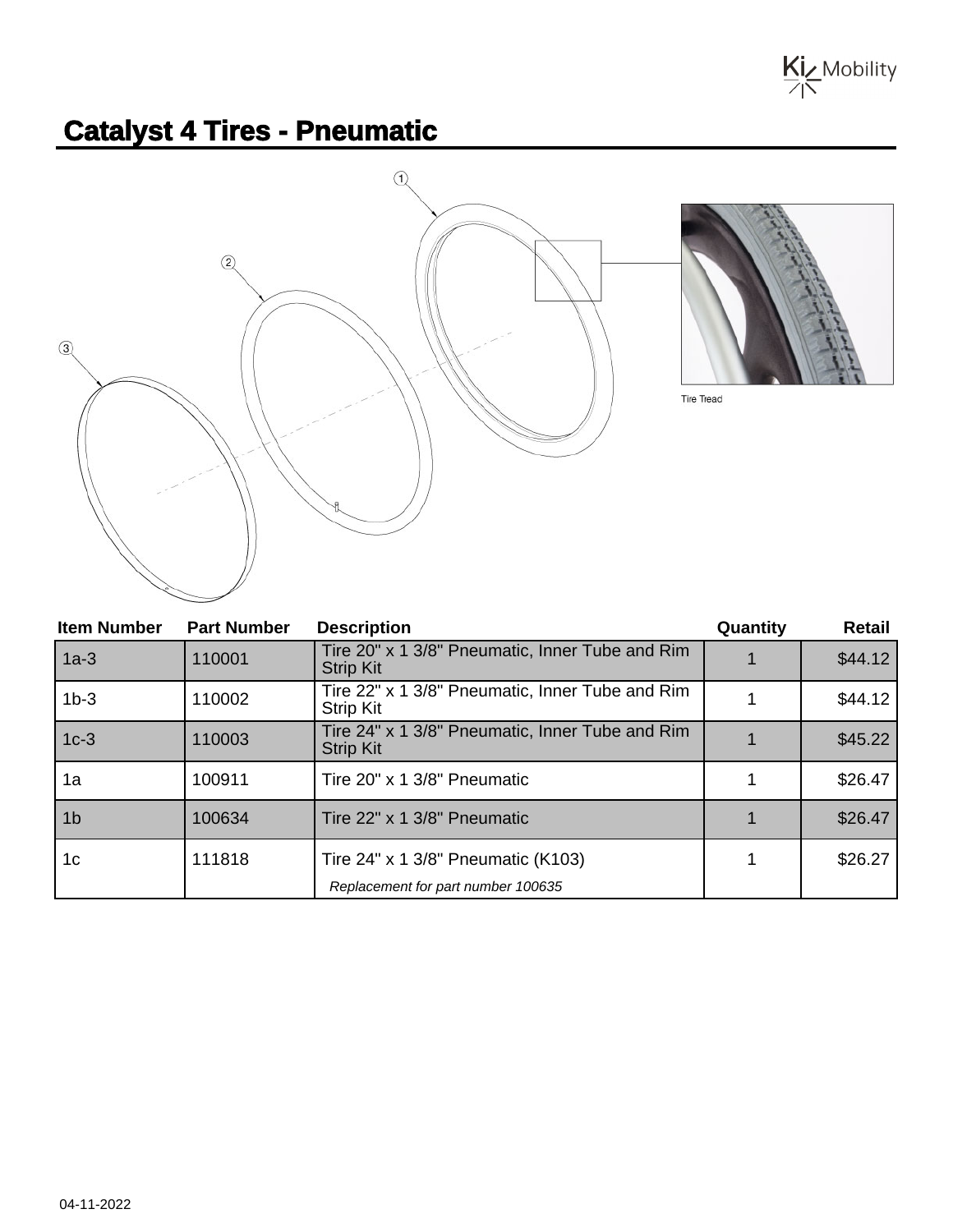# Catalyst 4 Tires - Pneumatic

Tire Tread

| Item Number | Part Number | Description | Quantity | Retail |
|---|---|---|---|---|
| 1a-3 | 110001 | Tire 20" x 1 3/8" Pneumatic, Inner Tube and Rim Strip Kit | 1 | $44.12 |
| 1b-3 | 110002 | Tire 22" x 1 3/8" Pneumatic, Inner Tube and Rim Strip Kit | 1 | $44.12 |
| 1c-3 | 110003 | Tire 24" x 1 3/8" Pneumatic, Inner Tube and Rim Strip Kit | 1 | $45.22 |
| 1a | 100911 | Tire 20" x 1 3/8" Pneumatic | 1 | $26.47 |
| 1b | 100634 | Tire 22" x 1 3/8" Pneumatic | 1 | $26.47 |
| 1c | 111818 | Tire 24" x 1 3/8" Pneumatic (K103)<br>*Replacement for part number 100635* | 1 | $26.27 |

04-11-2022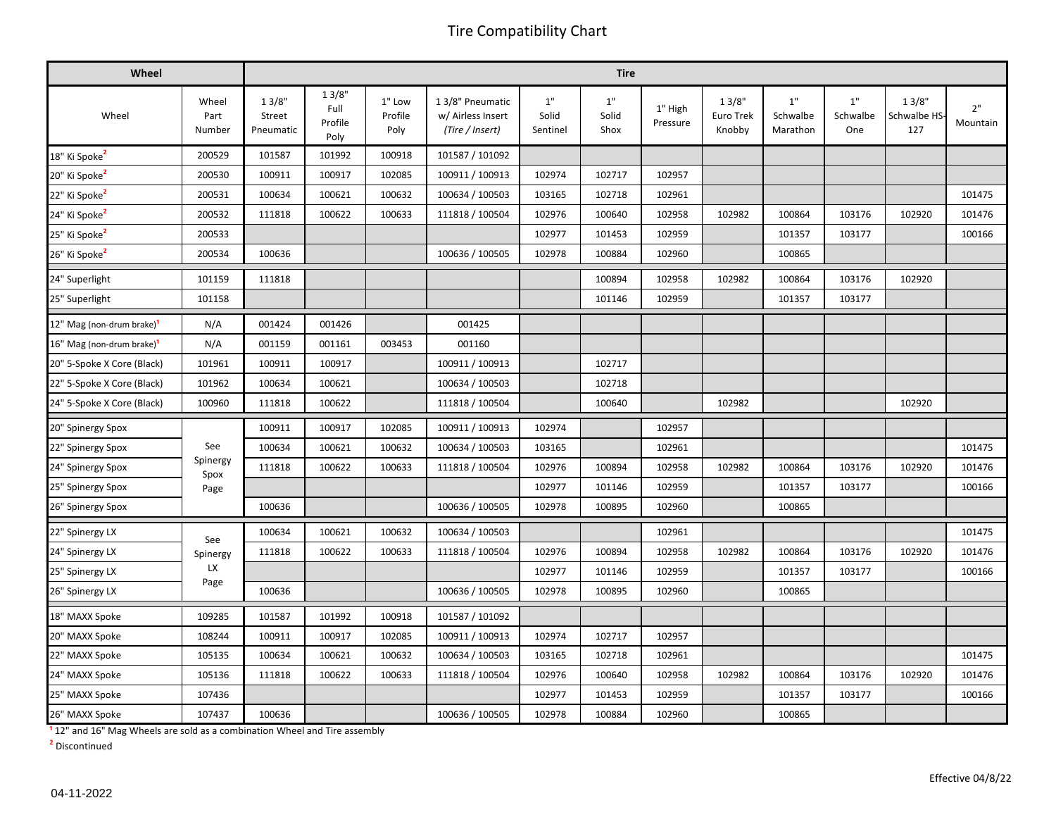# Tire Compatibility Chart

| Wheel | | Tire | | | | | | | | | | | |
|---|---|---|---|---|---|---|---|---|---|---|---|---|---|
| Wheel | Wheel Part Number | 1 3/8" Street Pneumatic | 1 3/8" Full Profile Poly | 1" Low Profile Poly | 1 3/8" Pneumatic w/ Airless Insert *(Tire / Insert)* | 1" Solid Sentinel | 1" Solid Shox | 1" High Pressure | 1 3/8" Euro Trek Knobby | 1" Schwalbe Marathon | 1" Schwalbe One | 1 3/8" Schwalbe HS-127 | 2" Mountain |
| 18" Ki Spoke[2] | 200529 | 101587 | 101992 | 100918 | 101587 / 101092 | | | | | | | | |
| 20" Ki Spoke[2] | 200530 | 100911 | 100917 | 102085 | 100911 / 100913 | 102974 | 102717 | 102957 | | | | | |
| 22" Ki Spoke[2] | 200531 | 100634 | 100621 | 100632 | 100634 / 100503 | 103165 | 102718 | 102961 | | | | | 101475 |
| 24" Ki Spoke[2] | 200532 | 111818 | 100622 | 100633 | 111818 / 100504 | 102976 | 100640 | 102958 | 102982 | 100864 | 103176 | 102920 | 101476 |
| 25" Ki Spoke[2] | 200533 | | | | | 102977 | 101453 | 102959 | | 101357 | 103177 | | 100166 |
| 26" Ki Spoke[2] | 200534 | 100636 | | | 100636 / 100505 | 102978 | 100884 | 102960 | | 100865 | | | |
| 24" Superlight | 101159 | 111818 | | | | | 100894 | 102958 | 102982 | 100864 | 103176 | 102920 | |
| 25" Superlight | 101158 | | | | | | 101146 | 102959 | | 101357 | 103177 | | |
| 12" Mag (non-drum brake)[1] | N/A | 001424 | 001426 | | 001425 | | | | | | | | |
| 16" Mag (non-drum brake)[1] | N/A | 001159 | 001161 | 003453 | 001160 | | | | | | | | |
| 20" 5-Spoke X Core (Black) | 101961 | 100911 | 100917 | | 100911 / 100913 | | 102717 | | | | | | |
| 22" 5-Spoke X Core (Black) | 101962 | 100634 | 100621 | | 100634 / 100503 | | 102718 | | | | | | |
| 24" 5-Spoke X Core (Black) | 100960 | 111818 | 100622 | | 111818 / 100504 | | 100640 | | 102982 | | | 102920 | |
| 20" Spinergy Spox | See Spinergy Spox Page | 100911 | 100917 | 102085 | 100911 / 100913 | 102974 | | 102957 | | | | | |
| 22" Spinergy Spox | | 100634 | 100621 | 100632 | 100634 / 100503 | 103165 | | 102961 | | | | | 101475 |
| 24" Spinergy Spox | | 111818 | 100622 | 100633 | 111818 / 100504 | 102976 | 100894 | 102958 | 102982 | 100864 | 103176 | 102920 | 101476 |
| 25" Spinergy Spox | | | | | | 102977 | 101146 | 102959 | | 101357 | 103177 | | 100166 |
| 26" Spinergy Spox | | 100636 | | | 100636 / 100505 | 102978 | 100895 | 102960 | | 100865 | | | |
| 22" Spinergy LX | See Spinergy LX Page | 100634 | 100621 | 100632 | 100634 / 100503 | | | 102961 | | | | | 101475 |
| 24" Spinergy LX | | 111818 | 100622 | 100633 | 111818 / 100504 | 102976 | 100894 | 102958 | 102982 | 100864 | 103176 | 102920 | 101476 |
| 25" Spinergy LX | | | | | | 102977 | 101146 | 102959 | | 101357 | 103177 | | 100166 |
| 26" Spinergy LX | | 100636 | | | 100636 / 100505 | 102978 | 100895 | 102960 | | 100865 | | | |
| 18" MAXX Spoke | 109285 | 101587 | 101992 | 100918 | 101587 / 101092 | | | | | | | | |
| 20" MAXX Spoke | 108244 | 100911 | 100917 | 102085 | 100911 / 100913 | 102974 | 102717 | 102957 | | | | | |
| 22" MAXX Spoke | 105135 | 100634 | 100621 | 100632 | 100634 / 100503 | 103165 | 102718 | 102961 | | | | | 101475 |
| 24" MAXX Spoke | 105136 | 111818 | 100622 | 100633 | 111818 / 100504 | 102976 | 100640 | 102958 | 102982 | 100864 | 103176 | 102920 | 101476 |
| 25" MAXX Spoke | 107436 | | | | | 102977 | 101453 | 102959 | | 101357 | 103177 | | 100166 |
| 26" MAXX Spoke | 107437 | 100636 | | | 100636 / 100505 | 102978 | 100884 | 102960 | | 100865 | | | |

[1] 12" and 16" Mag Wheels are sold as a combination Wheel and Tire assembly

[2] Discontinued

Effective 04/8/22

04-11-2022